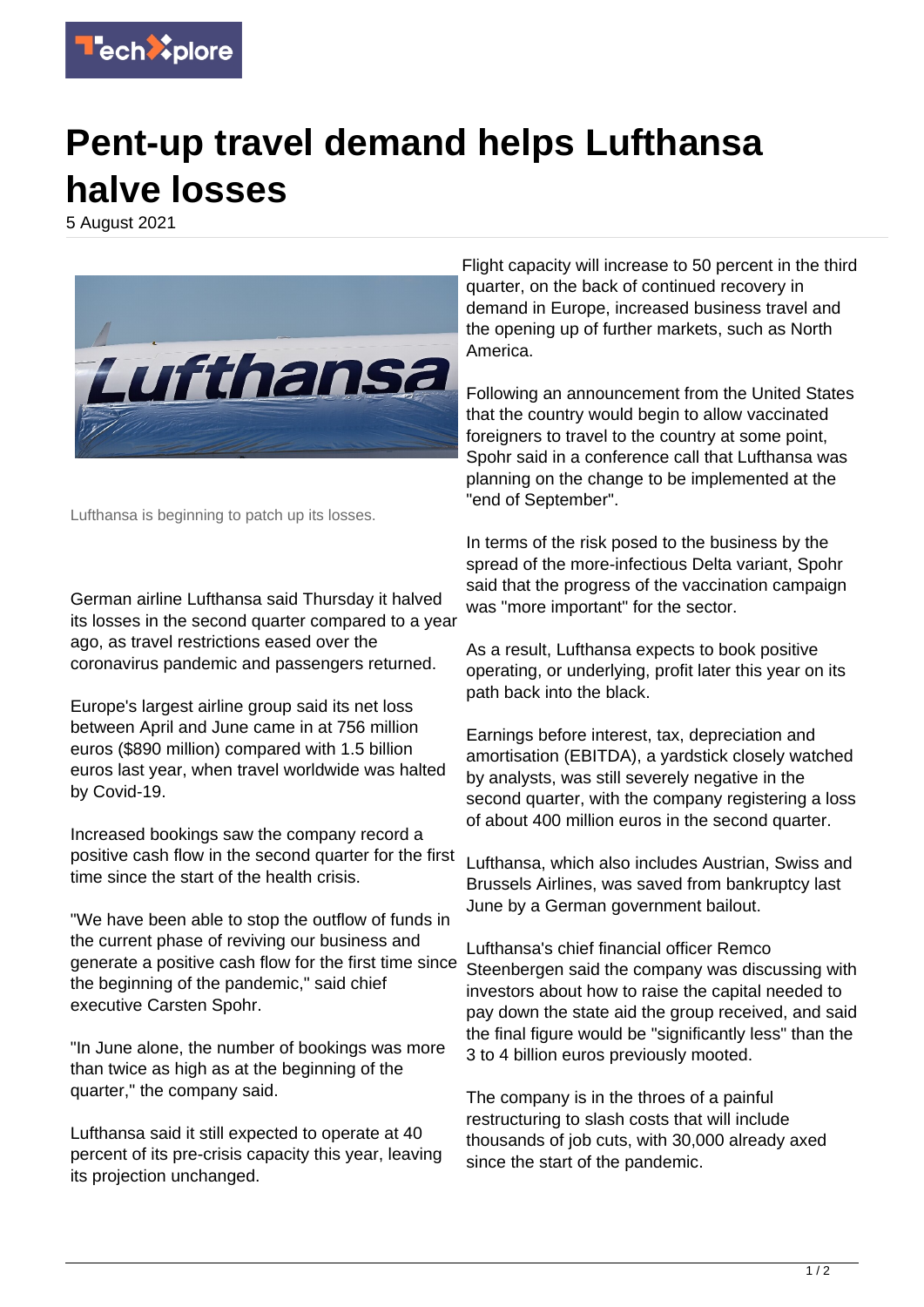# Pent-up travel demand helps Lufthansa halve losses

5 August 2021

Lufthansa is beginning to patch up its losses.

German airline Lufthansa said Thursday it halved its losses in the second quarter compared to a year ago, as travel restrictions eased over the coronavirus pandemic and passengers returned.

Europe's largest airline group said its net loss between April and June came in at 756 million euros ($890 million) compared with 1.5 billion euros last year, when travel worldwide was halted by Covid-19.

Increased bookings saw the company record a positive cash flow in the second quarter for the first time since the start of the health crisis.

"We have been able to stop the outflow of funds in the current phase of reviving our business and generate a positive cash flow for the first time since the beginning of the pandemic," said chief executive Carsten Spohr.

"In June alone, the number of bookings was more than twice as high as at the beginning of the quarter," the company said.

Lufthansa said it still expected to operate at 40 percent of its pre-crisis capacity this year, leaving its projection unchanged.

Flight capacity will increase to 50 percent in the third quarter, on the back of continued recovery in demand in Europe, increased business travel and the opening up of further markets, such as North America.

Following an announcement from the United States that the country would begin to allow vaccinated foreigners to travel to the country at some point, Spohr said in a conference call that Lufthansa was planning on the change to be implemented at the "end of September".

In terms of the risk posed to the business by the spread of the more-infectious Delta variant, Spohr said that the progress of the vaccination campaign was "more important" for the sector.

As a result, Lufthansa expects to book positive operating, or underlying, profit later this year on its path back into the black.

Earnings before interest, tax, depreciation and amortisation (EBITDA), a yardstick closely watched by analysts, was still severely negative in the second quarter, with the company registering a loss of about 400 million euros in the second quarter.

Lufthansa, which also includes Austrian, Swiss and Brussels Airlines, was saved from bankruptcy last June by a German government bailout.

Lufthansa's chief financial officer Remco Steenbergen said the company was discussing with investors about how to raise the capital needed to pay down the state aid the group received, and said the final figure would be "significantly less" than the 3 to 4 billion euros previously mooted.

The company is in the throes of a painful restructuring to slash costs that will include thousands of job cuts, with 30,000 already axed since the start of the pandemic.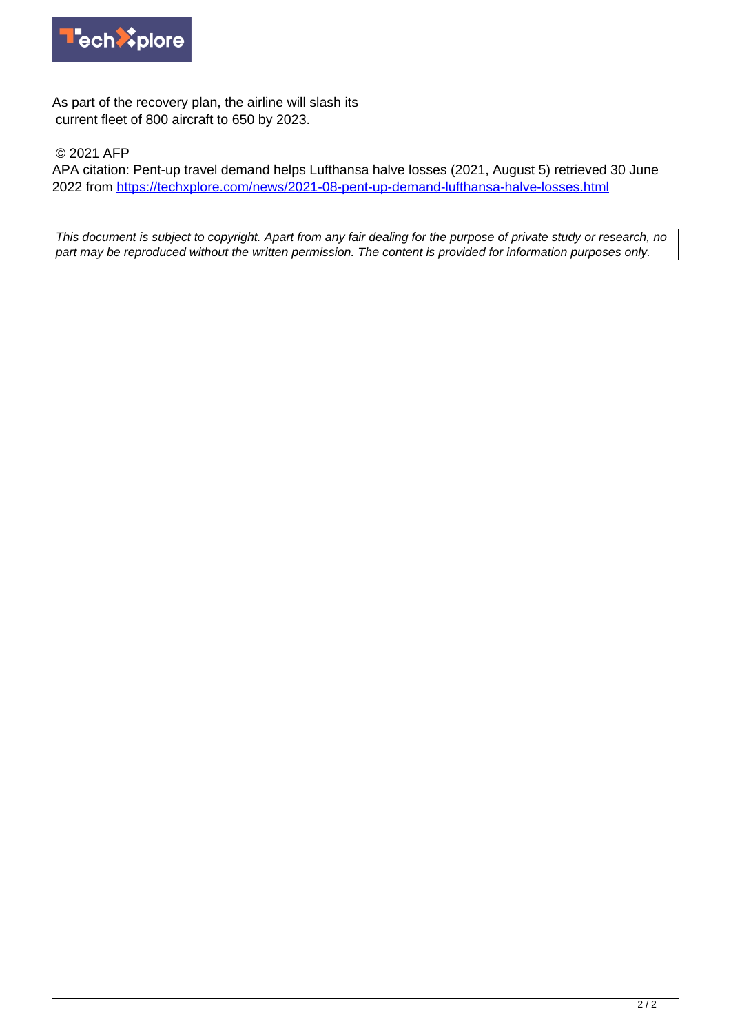As part of the recovery plan, the airline will slash its current fleet of 800 aircraft to 650 by 2023.

© 2021 AFP

APA citation: Pent-up travel demand helps Lufthansa halve losses (2021, August 5) retrieved 30 June 2022 from https://techxplore.com/news/2021-08-pent-up-demand-lufthansa-halve-losses.html

*This document is subject to copyright. Apart from any fair dealing for the purpose of private study or research, no part may be reproduced without the written permission. The content is provided for information purposes only.*